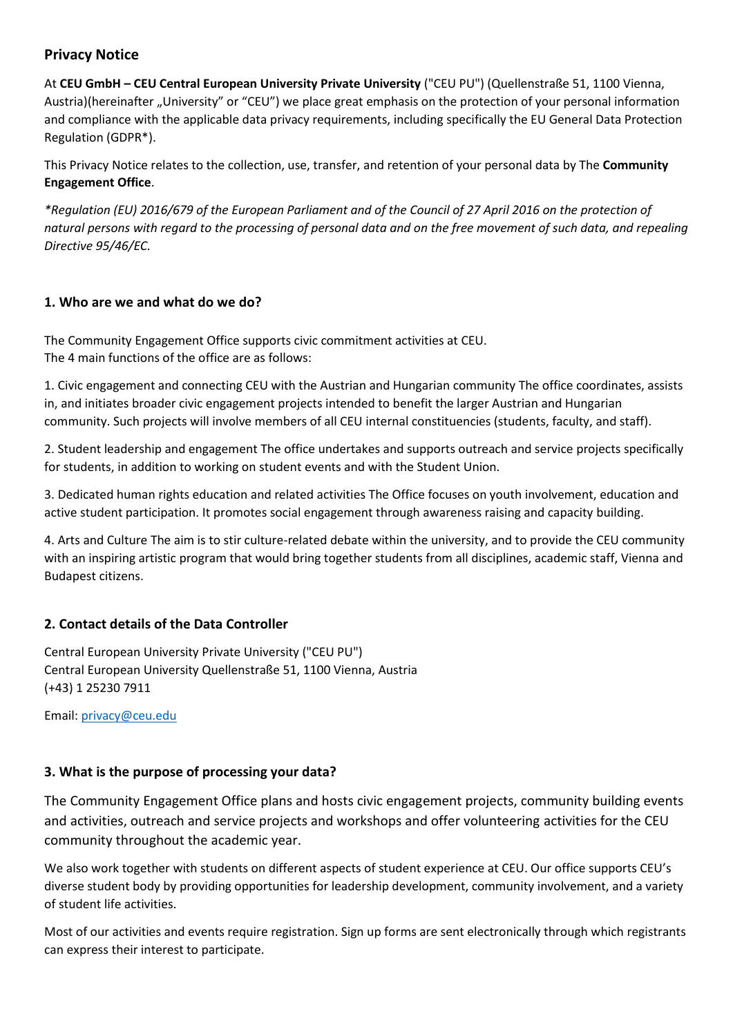## Privacy Notice

At **CEU GmbH – CEU Central European University Private University** ("CEU PU") (Quellenstraße 51, 1100 Vienna, Austria)(hereinafter „University" or "CEU") we place great emphasis on the protection of your personal information and compliance with the applicable data privacy requirements, including specifically the EU General Data Protection Regulation (GDPR*).

This Privacy Notice relates to the collection, use, transfer, and retention of your personal data by The **Community Engagement Office**.

*\*Regulation (EU) 2016/679 of the European Parliament and of the Council of 27 April 2016 on the protection of natural persons with regard to the processing of personal data and on the free movement of such data, and repealing Directive 95/46/EC.*

### 1. Who are we and what do we do?

The Community Engagement Office supports civic commitment activities at CEU.
The 4 main functions of the office are as follows:

1. Civic engagement and connecting CEU with the Austrian and Hungarian community The office coordinates, assists in, and initiates broader civic engagement projects intended to benefit the larger Austrian and Hungarian community. Such projects will involve members of all CEU internal constituencies (students, faculty, and staff).

2. Student leadership and engagement The office undertakes and supports outreach and service projects specifically for students, in addition to working on student events and with the Student Union.

3. Dedicated human rights education and related activities The Office focuses on youth involvement, education and active student participation. It promotes social engagement through awareness raising and capacity building.

4. Arts and Culture The aim is to stir culture-related debate within the university, and to provide the CEU community with an inspiring artistic program that would bring together students from all disciplines, academic staff, Vienna and Budapest citizens.

### 2. Contact details of the Data Controller

Central European University Private University ("CEU PU")
Central European University Quellenstraße 51, 1100 Vienna, Austria
(+43) 1 25230 7911

Email: privacy@ceu.edu

### 3. What is the purpose of processing your data?

The Community Engagement Office plans and hosts civic engagement projects, community building events and activities, outreach and service projects and workshops and offer volunteering activities for the CEU community throughout the academic year.

We also work together with students on different aspects of student experience at CEU. Our office supports CEU's diverse student body by providing opportunities for leadership development, community involvement, and a variety of student life activities.

Most of our activities and events require registration. Sign up forms are sent electronically through which registrants can express their interest to participate.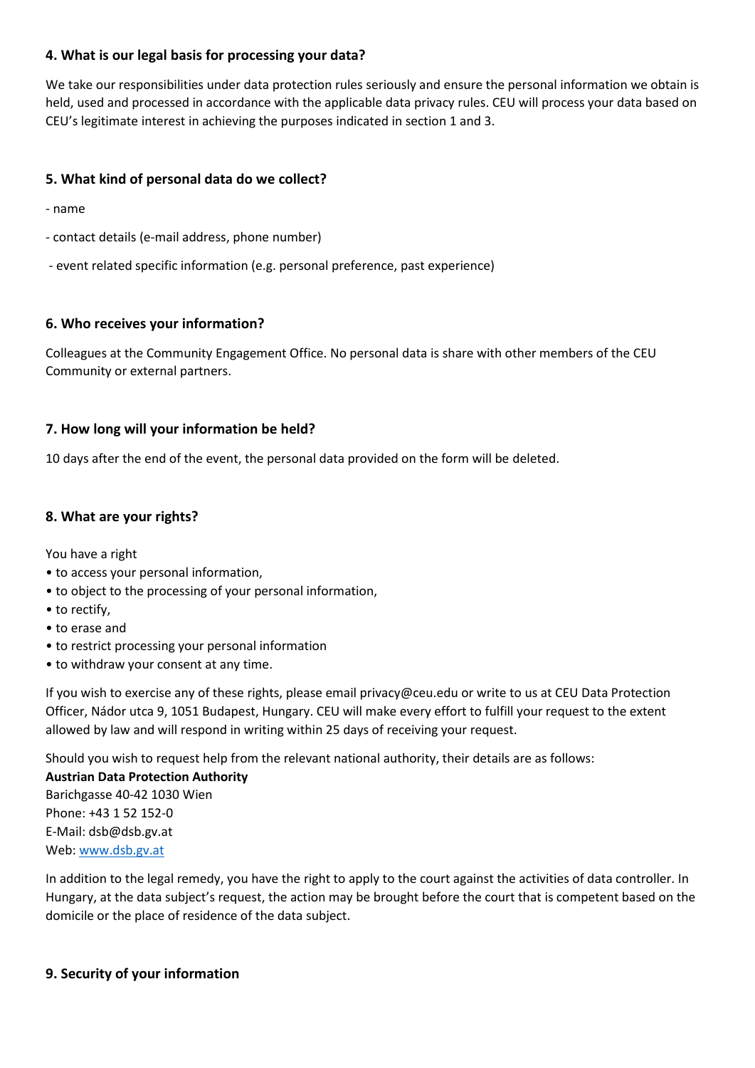## 4. What is our legal basis for processing your data?

We take our responsibilities under data protection rules seriously and ensure the personal information we obtain is held, used and processed in accordance with the applicable data privacy rules. CEU will process your data based on CEU's legitimate interest in achieving the purposes indicated in section 1 and 3.

## 5. What kind of personal data do we collect?

- name

- contact details (e-mail address, phone number)

- event related specific information (e.g. personal preference, past experience)

## 6. Who receives your information?

Colleagues at the Community Engagement Office. No personal data is share with other members of the CEU Community or external partners.

## 7. How long will your information be held?

10 days after the end of the event, the personal data provided on the form will be deleted.

## 8. What are your rights?

You have a right

- to access your personal information,
- to object to the processing of your personal information,
- to rectify,
- to erase and
- to restrict processing your personal information
- to withdraw your consent at any time.

If you wish to exercise any of these rights, please email privacy@ceu.edu or write to us at CEU Data Protection Officer, Nádor utca 9, 1051 Budapest, Hungary. CEU will make every effort to fulfill your request to the extent allowed by law and will respond in writing within 25 days of receiving your request.

Should you wish to request help from the relevant national authority, their details are as follows:

**Austrian Data Protection Authority**
Barichgasse 40-42 1030 Wien
Phone: +43 1 52 152-0
E-Mail: dsb@dsb.gv.at
Web: www.dsb.gv.at

In addition to the legal remedy, you have the right to apply to the court against the activities of data controller. In Hungary, at the data subject's request, the action may be brought before the court that is competent based on the domicile or the place of residence of the data subject.

## 9. Security of your information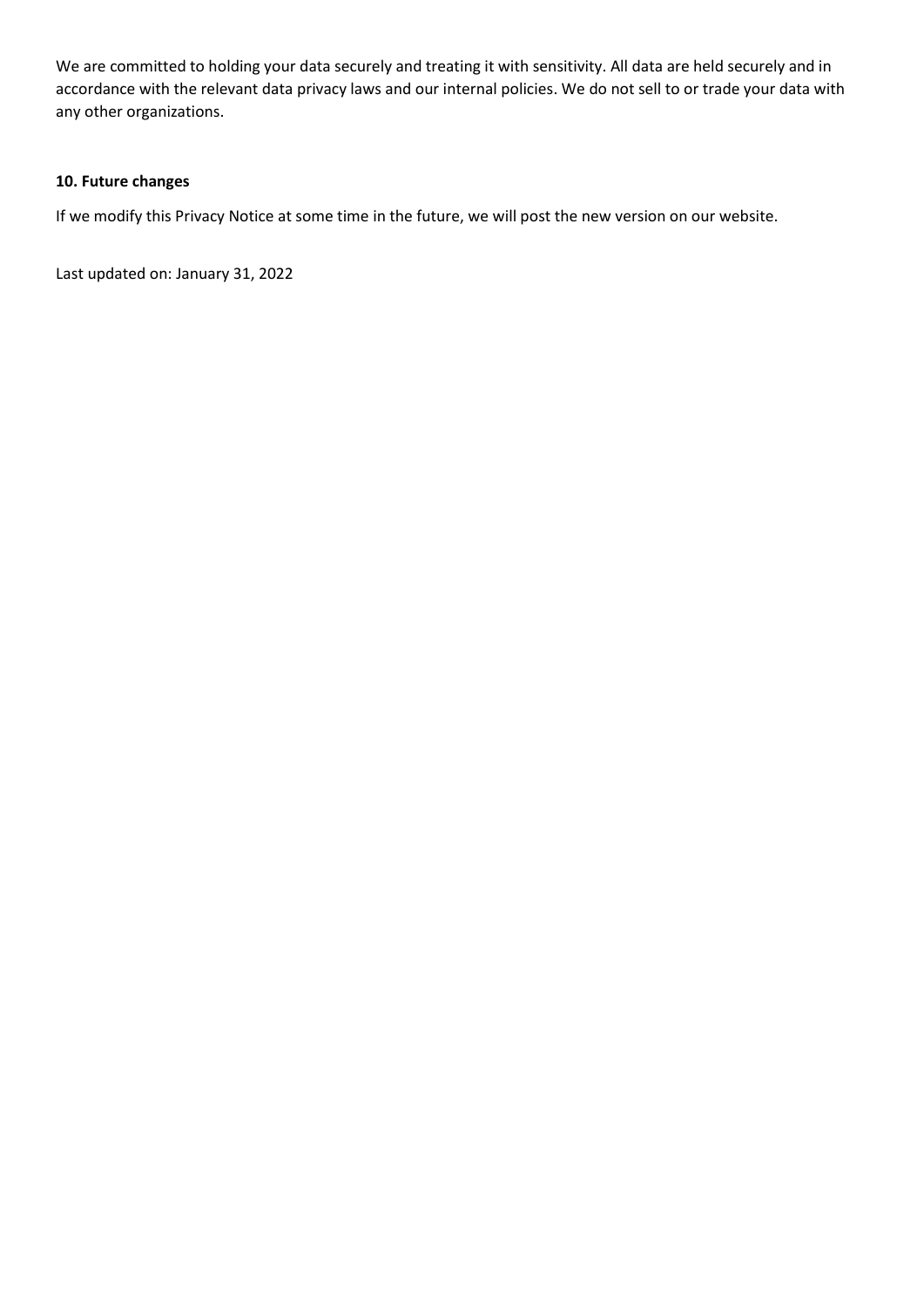We are committed to holding your data securely and treating it with sensitivity. All data are held securely and in accordance with the relevant data privacy laws and our internal policies. We do not sell to or trade your data with any other organizations.

**10. Future changes**

If we modify this Privacy Notice at some time in the future, we will post the new version on our website.

Last updated on: January 31, 2022